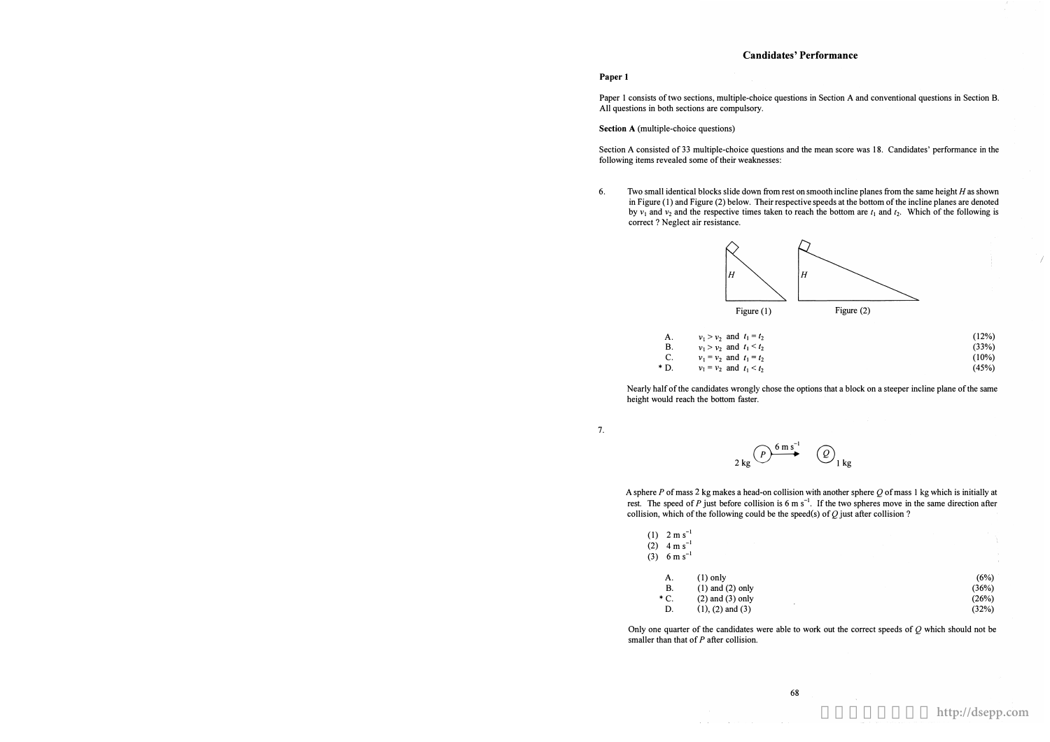## Candidates' Performance

### Paper 1

Paper 1 consists of two sections, multiple-choice questions in Section A and conventional questions in Section B. All questions in both sections are compulsory.

**Section A** (multiple-choice questions)

Section A consisted of 33 multiple-choice questions and the mean score was 18. Candidates' performance in the following items revealed some of their weaknesses:

6. Two small identical blocks slide down from rest on smooth incline planes from the same height $H$ as shown in Figure (1) and Figure (2) below. Their respective speeds at the bottom of the incline planes are denoted by $v_1$ and $v_2$ and the respective times taken to reach the bottom are $t_1$ and $t_2$. Which of the following is correct ? Neglect air resistance.

Figure (1) Figure (2)

| | | |
|---|---|---|
| A. | $v_1 > v_2$ and $t_1 = t_2$ | (12%) |
| B. | $v_1 > v_2$ and $t_1 < t_2$ | (33%) |
| C. | $v_1 = v_2$ and $t_1 = t_2$ | (10%) |
| * D. | $v_1 = v_2$ and $t_1 < t_2$ | (45%) |

Nearly half of the candidates wrongly chose the options that a block on a steeper incline plane of the same height would reach the bottom faster.

7. 

P (2 kg) → 6 m s$^{-1}$ Q (1 kg)

A sphere $P$ of mass 2 kg makes a head-on collision with another sphere $Q$ of mass 1 kg which is initially at rest. The speed of $P$ just before collision is 6 m s$^{-1}$. If the two spheres move in the same direction after collision, which of the following could be the speed(s) of $Q$ just after collision ?

(1) 2 m s$^{-1}$
(2) 4 m s$^{-1}$
(3) 6 m s$^{-1}$

| | | |
|---|---|---|
| A. | (1) only | (6%) |
| B. | (1) and (2) only | (36%) |
| * C. | (2) and (3) only | (26%) |
| D. | (1), (2) and (3) | (32%) |

Only one quarter of the candidates were able to work out the correct speeds of $Q$ which should not be smaller than that of $P$ after collision.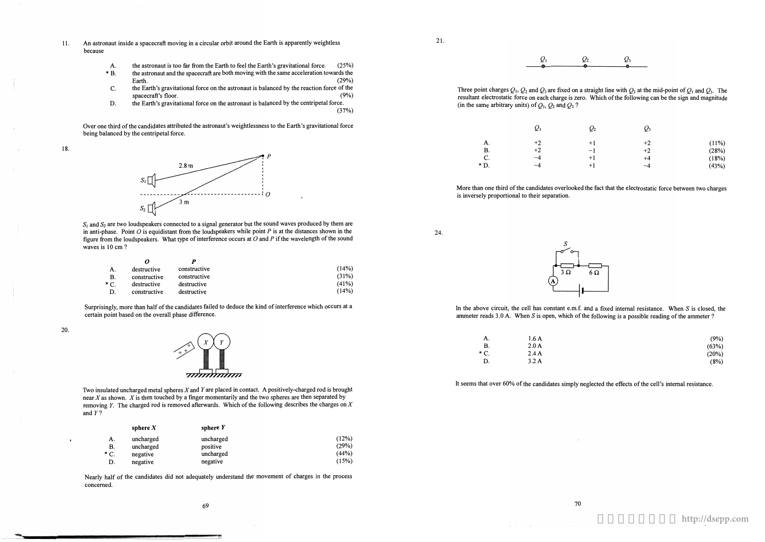11. An astronaut inside a spacecraft moving in a circular orbit around the Earth is apparently weightless because

| | | |
|---|---|---|
| A. | the astronaut is too far from the Earth to feel the Earth's gravitational force. | (25%) |
| * B. | the astronaut and the spacecraft are both moving with the same acceleration towards the Earth. | (29%) |
| C. | the Earth's gravitational force on the astronaut is balanced by the reaction force of the spacecraft's floor. | (9%) |
| D. | the Earth's gravitational force on the astronaut is balanced by the centripetal force. | (37%) |

Over one third of the candidates attributed the astronaut's weightlessness to the Earth's gravitational force being balanced by the centripetal force.

18.

$S_1$ and $S_2$ are two loudspeakers connected to a signal generator but the sound waves produced by them are in anti-phase. Point $O$ is equidistant from the loudspeakers while point $P$ is at the distances shown in the figure from the loudspeakers. What type of interference occurs at $O$ and $P$ if the wavelength of the sound waves is 10 cm ?

| | **O** | **P** | |
|---|---|---|---|
| A. | destructive | constructive | (14%) |
| B. | constructive | constructive | (31%) |
| * C. | destructive | destructive | (41%) |
| D. | constructive | destructive | (14%) |

Surprisingly, more than half of the candidates failed to deduce the kind of interference which occurs at a certain point based on the overall phase difference.

20.

Two insulated uncharged metal spheres $X$ and $Y$ are placed in contact. A positively-charged rod is brought near $X$ as shown. $X$ is then touched by a finger momentarily and the two spheres are then separated by removing $Y$. The charged rod is removed afterwards. Which of the following describes the charges on $X$ and $Y$ ?

| | **sphere X** | **sphere Y** | |
|---|---|---|---|
| A. | uncharged | uncharged | (12%) |
| B. | uncharged | positive | (29%) |
| * C. | negative | uncharged | (44%) |
| D. | negative | negative | (15%) |

Nearly half of the candidates did not adequately understand the movement of charges in the process concerned.

21.

Three point charges $Q_1$, $Q_2$ and $Q_3$ are fixed on a straight line with $Q_2$ at the mid-point of $Q_1$ and $Q_3$. The resultant electrostatic force on each charge is zero. Which of the following can be the sign and magnitude (in the same arbitrary units) of $Q_1$, $Q_2$ and $Q_3$ ?

| | $Q_1$ | $Q_2$ | $Q_3$ | |
|---|---|---|---|---|
| A. | +2 | +1 | +2 | (11%) |
| B. | +2 | −1 | +2 | (28%) |
| C. | −4 | +1 | +4 | (18%) |
| * D. | −4 | +1 | −4 | (43%) |

More than one third of the candidates overlooked the fact that the electrostatic force between two charges is inversely proportional to their separation.

24.

In the above circuit, the cell has constant e.m.f. and a fixed internal resistance. When $S$ is closed, the ammeter reads 3.0 A. When $S$ is open, which of the following is a possible reading of the ammeter ?

| | | |
|---|---|---|
| A. | 1.6 A | (9%) |
| B. | 2.0 A | (63%) |
| * C. | 2.4 A | (20%) |
| D. | 3.2 A | (8%) |

It seems that over 60% of the candidates simply neglected the effects of the cell's internal resistance.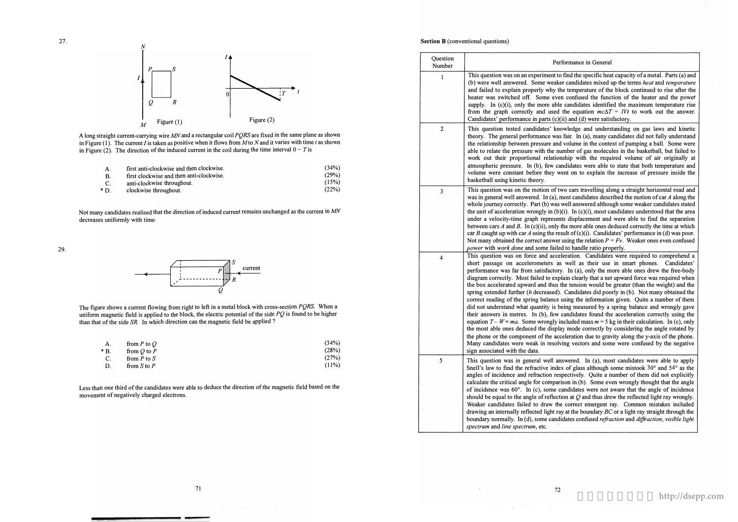27.

Figure (1)

Figure (2)

A long straight current-carrying wire $MN$ and a rectangular coil $PQRS$ are fixed in the same plane as shown in Figure (1). The current $I$ is taken as positive when it flows from $M$ to $N$ and it varies with time $t$ as shown in Figure (2). The direction of the induced current in the coil during the time interval $0 - T$ is

| | | |
|---|---|---|
| A. | first anti-clockwise and then clockwise. | (34%) |
| B. | first clockwise and then anti-clockwise. | (29%) |
| C. | anti-clockwise throughout. | (15%) |
| * D. | clockwise throughout. | (22%) |

Not many candidates realised that the direction of induced current remains unchanged as the current in $MN$ decreases uniformly with time.

29.

The figure shows a current flowing from right to left in a metal block with cross-section $PQRS$. When a uniform magnetic field is applied to the block, the electric potential of the side $PQ$ is found to be higher than that of the side $SR$. In which direction can the magnetic field be applied ?

| | | |
|---|---|---|
| A. | from $P$ to $Q$ | (34%) |
| * B. | from $Q$ to $P$ | (28%) |
| C. | from $P$ to $S$ | (27%) |
| D. | from $S$ to $P$ | (11%) |

Less than one third of the candidates were able to deduce the direction of the magnetic field based on the movement of negatively charged electrons.

**Section B** (conventional questions)

| Question Number | Performance in General |
|---|---|
| 1 | This question was on an experiment to find the specific heat capacity of a metal. Parts (a) and (b) were well answered. Some weaker candidates mixed up the terms *heat* and *temperature* and failed to explain properly why the temperature of the block continued to rise after the heater was switched off. Some even confused the function of the heater and the power supply. In (c)(i), only the more able candidates identified the maximum temperature rise from the graph correctly and used the equation $mc\Delta T = IVt$ to work out the answer. Candidates' performance in parts (c)(ii) and (d) were satisfactory. |
| 2 | This question tested candidates' knowledge and understanding on gas laws and kinetic theory. The general performance was fair. In (a), many candidates did not fully understand the relationship between pressure and volume in the context of pumping a ball. Some were able to relate the pressure with the number of gas molecules in the basketball, but failed to work out their proportional relationship with the required volume of air originally at atmospheric pressure. In (b), few candidates were able to state that both temperature and volume were constant before they went on to explain the increase of pressure inside the basketball using kinetic theory. |
| 3 | This question was on the motion of two cars travelling along a straight horizontal road and was in general well answered. In (a), most candidates described the motion of car $A$ along the whole journey correctly. Part (b) was well answered although some weaker candidates stated the unit of acceleration wrongly in (b)(i). In (c)(i), most candidates understood that the area under a velocity-time graph represents displacement and were able to find the separation between cars $A$ and $B$. In (c)(ii), only the more able ones deduced correctly the time at which car $B$ caught up with car $A$ using the result of (c)(i). Candidates' performance in (d) was poor. Not many obtained the correct answer using the relation $P = Fv$. Weaker ones even confused *power* with *work done* and some failed to handle ratio properly. |
| 4 | This question was on force and acceleration. Candidates were required to comprehend a short passage on accelerometers as well as their use in smart phones. Candidates' performance was far from satisfactory. In (a), only the more able ones drew the free-body diagram correctly. Most failed to explain clearly that a net upward force was required when the box accelerated upward and thus the tension would be greater (than the weight) and the spring extended further ($h$ decreased). Candidates did poorly in (b). Not many obtained the correct reading of the spring balance using the information given. Quite a number of them did not understand what quantity is being measured by a spring balance and wrongly gave their answers in metres. In (b), few candidates found the acceleration correctly using the equation $T - W = ma$. Some wrongly included mass $m = 5$ kg in their calculation. In (c), only the most able ones deduced the display mode correctly by considering the angle rotated by the phone or the component of the acceleration due to gravity along the y-axis of the phone. Many candidates were weak in resolving vectors and some were confused by the negative sign associated with the data. |
| 5 | This question was in general well answered. In (a), most candidates were able to apply Snell's law to find the refractive index of glass although some mistook 30° and 54° as the angles of incidence and refraction respectively. Quite a number of them did not explicitly calculate the critical angle for comparison in (b). Some even wrongly thought that the angle of incidence was 60°. In (c), some candidates were not aware that the angle of incidence should be equal to the angle of reflection at $Q$ and thus drew the reflected light ray wrongly. Weaker candidates failed to draw the correct emergent ray. Common mistakes included drawing an internally reflected light ray at the boundary $BC$ or a light ray straight through the boundary normally. In (d), some candidates confused *refraction* and *diffraction*, *visible light spectrum* and *line spectrum*, etc. |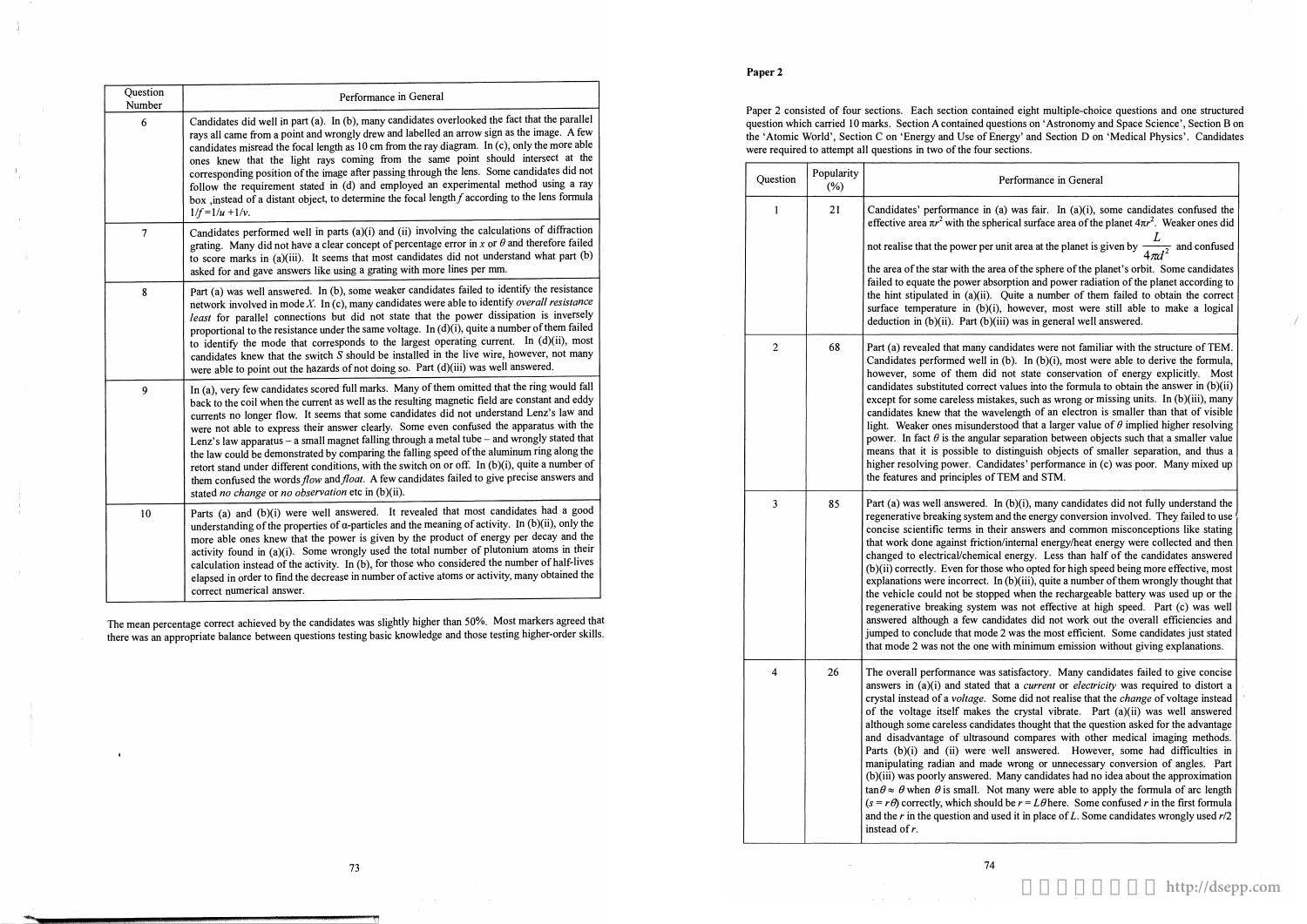| Question Number | Performance in General |
|---|---|
| 6 | Candidates did well in part (a). In (b), many candidates overlooked the fact that the parallel rays all came from a point and wrongly drew and labelled an arrow sign as the image. A few candidates misread the focal length as 10 cm from the ray diagram. In (c), only the more able ones knew that the light rays coming from the same point should intersect at the corresponding position of the image after passing through the lens. Some candidates did not follow the requirement stated in (d) and employed an experimental method using a ray box ,instead of a distant object, to determine the focal length $f$ according to the lens formula $1/f = 1/u + 1/v$. |
| 7 | Candidates performed well in parts (a)(i) and (ii) involving the calculations of diffraction grating. Many did not have a clear concept of percentage error in $x$ or $\theta$ and therefore failed to score marks in (a)(iii). It seems that most candidates did not understand what part (b) asked for and gave answers like using a grating with more lines per mm. |
| 8 | Part (a) was well answered. In (b), some weaker candidates failed to identify the resistance network involved in mode $X$. In (c), many candidates were able to identify *overall resistance least* for parallel connections but did not state that the power dissipation is inversely proportional to the resistance under the same voltage. In (d)(i), quite a number of them failed to identify the mode that corresponds to the largest operating current. In (d)(ii), most candidates knew that the switch $S$ should be installed in the live wire, however, not many were able to point out the hazards of not doing so. Part (d)(iii) was well answered. |
| 9 | In (a), very few candidates scored full marks. Many of them omitted that the ring would fall back to the coil when the current as well as the resulting magnetic field are constant and eddy currents no longer flow. It seems that some candidates did not understand Lenz's law and were not able to express their answer clearly. Some even confused the apparatus with the Lenz's law apparatus – a small magnet falling through a metal tube – and wrongly stated that the law could be demonstrated by comparing the falling speed of the aluminum ring along the retort stand under different conditions, with the switch on or off. In (b)(i), quite a number of them confused the words *flow* and *float*. A few candidates failed to give precise answers and stated *no change* or *no observation* etc in (b)(ii). |
| 10 | Parts (a) and (b)(i) were well answered. It revealed that most candidates had a good understanding of the properties of α-particles and the meaning of activity. In (b)(ii), only the more able ones knew that the power is given by the product of energy per decay and the activity found in (a)(i). Some wrongly used the total number of plutonium atoms in their calculation instead of the activity. In (b), for those who considered the number of half-lives elapsed in order to find the decrease in number of active atoms or activity, many obtained the correct numerical answer. |

The mean percentage correct achieved by the candidates was slightly higher than 50%. Most markers agreed that there was an appropriate balance between questions testing basic knowledge and those testing higher-order skills.

## Paper 2

Paper 2 consisted of four sections. Each section contained eight multiple-choice questions and one structured question which carried 10 marks. Section A contained questions on 'Astronomy and Space Science', Section B on the 'Atomic World', Section C on 'Energy and Use of Energy' and Section D on 'Medical Physics'. Candidates were required to attempt all questions in two of the four sections.

| Question | Popularity (%) | Performance in General |
|---|---|---|
| 1 | 21 | Candidates' performance in (a) was fair. In (a)(i), some candidates confused the effective area $\pi r^2$ with the spherical surface area of the planet $4\pi r^2$. Weaker ones did not realise that the power per unit area at the planet is given by $\dfrac{L}{4\pi d^2}$ and confused the area of the star with the area of the sphere of the planet's orbit. Some candidates failed to equate the power absorption and power radiation of the planet according to the hint stipulated in (a)(ii). Quite a number of them failed to obtain the correct surface temperature in (b)(i), however, most were still able to make a logical deduction in (b)(ii). Part (b)(iii) was in general well answered. |
| 2 | 68 | Part (a) revealed that many candidates were not familiar with the structure of TEM. Candidates performed well in (b). In (b)(i), most were able to derive the formula, however, some of them did not state conservation of energy explicitly. Most candidates substituted correct values into the formula to obtain the answer in (b)(ii) except for some careless mistakes, such as wrong or missing units. In (b)(iii), many candidates knew that the wavelength of an electron is smaller than that of visible light. Weaker ones misunderstood that a larger value of $\theta$ implied higher resolving power. In fact $\theta$ is the angular separation between objects such that a smaller value means that it is possible to distinguish objects of smaller separation, and thus a higher resolving power. Candidates' performance in (c) was poor. Many mixed up the features and principles of TEM and STM. |
| 3 | 85 | Part (a) was well answered. In (b)(i), many candidates did not fully understand the regenerative breaking system and the energy conversion involved. They failed to use concise scientific terms in their answers and common misconceptions like stating that work done against friction/internal energy/heat energy were collected and then changed to electrical/chemical energy. Less than half of the candidates answered (b)(ii) correctly. Even for those who opted for high speed being more effective, most explanations were incorrect. In (b)(iii), quite a number of them wrongly thought that the vehicle could not be stopped when the rechargeable battery was used up or the regenerative breaking system was not effective at high speed. Part (c) was well answered although a few candidates did not work out the overall efficiencies and jumped to conclude that mode 2 was the most efficient. Some candidates just stated that mode 2 was not the one with minimum emission without giving explanations. |
| 4 | 26 | The overall performance was satisfactory. Many candidates failed to give concise answers in (a)(i) and stated that a *current* or *electricity* was required to distort a crystal instead of a *voltage*. Some did not realise that the *change* of voltage instead of the voltage itself makes the crystal vibrate. Part (a)(ii) was well answered although some careless candidates thought that the question asked for the advantage and disadvantage of ultrasound compares with other medical imaging methods. Parts (b)(i) and (ii) were well answered. However, some had difficulties in manipulating radian and made wrong or unnecessary conversion of angles. Part (b)(iii) was poorly answered. Many candidates had no idea about the approximation $\tan\theta \approx \theta$ when $\theta$ is small. Not many were able to apply the formula of arc length ($s = r\theta$) correctly, which should be $r = L\theta$ here. Some confused $r$ in the first formula and the $r$ in the question and used it in place of $L$. Some candidates wrongly used $r/2$ instead of $r$. |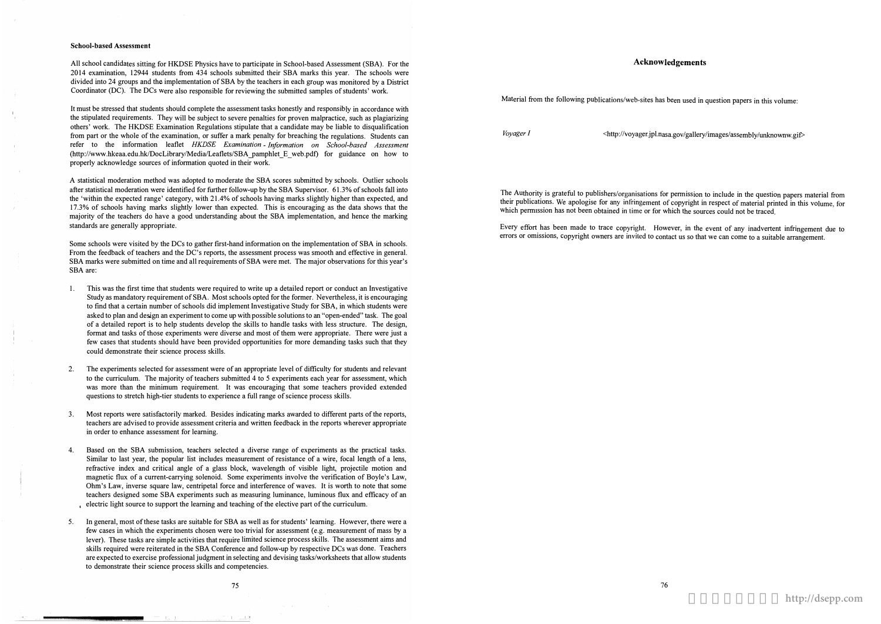**School-based Assessment**

All school candidates sitting for HKDSE Physics have to participate in School-based Assessment (SBA). For the 2014 examination, 12944 students from 434 schools submitted their SBA marks this year. The schools were divided into 24 groups and the implementation of SBA by the teachers in each group was monitored by a District Coordinator (DC). The DCs were also responsible for reviewing the submitted samples of students' work.

It must be stressed that students should complete the assessment tasks honestly and responsibly in accordance with the stipulated requirements. They will be subject to severe penalties for proven malpractice, such as plagiarizing others' work. The HKDSE Examination Regulations stipulate that a candidate may be liable to disqualification from part or the whole of the examination, or suffer a mark penalty for breaching the regulations. Students can refer to the information leaflet *HKDSE Examination - Information on School-based Assessment* (http://www.hkeaa.edu.hk/DocLibrary/Media/Leaflets/SBA_pamphlet_E_web.pdf) for guidance on how to properly acknowledge sources of information quoted in their work.

A statistical moderation method was adopted to moderate the SBA scores submitted by schools. Outlier schools after statistical moderation were identified for further follow-up by the SBA Supervisor. 61.3% of schools fall into the 'within the expected range' category, with 21.4% of schools having marks slightly higher than expected, and 17.3% of schools having marks slightly lower than expected. This is encouraging as the data shows that the majority of the teachers do have a good understanding about the SBA implementation, and hence the marking standards are generally appropriate.

Some schools were visited by the DCs to gather first-hand information on the implementation of SBA in schools. From the feedback of teachers and the DC's reports, the assessment process was smooth and effective in general. SBA marks were submitted on time and all requirements of SBA were met. The major observations for this year's SBA are:

1. This was the first time that students were required to write up a detailed report or conduct an Investigative Study as mandatory requirement of SBA. Most schools opted for the former. Nevertheless, it is encouraging to find that a certain number of schools did implement Investigative Study for SBA, in which students were asked to plan and design an experiment to come up with possible solutions to an "open-ended" task. The goal of a detailed report is to help students develop the skills to handle tasks with less structure. The design, format and tasks of those experiments were diverse and most of them were appropriate. There were just a few cases that students should have been provided opportunities for more demanding tasks such that they could demonstrate their science process skills.

2. The experiments selected for assessment were of an appropriate level of difficulty for students and relevant to the curriculum. The majority of teachers submitted 4 to 5 experiments each year for assessment, which was more than the minimum requirement. It was encouraging that some teachers provided extended questions to stretch high-tier students to experience a full range of science process skills.

3. Most reports were satisfactorily marked. Besides indicating marks awarded to different parts of the reports, teachers are advised to provide assessment criteria and written feedback in the reports wherever appropriate in order to enhance assessment for learning.

4. Based on the SBA submission, teachers selected a diverse range of experiments as the practical tasks. Similar to last year, the popular list includes measurement of resistance of a wire, focal length of a lens, refractive index and critical angle of a glass block, wavelength of visible light, projectile motion and magnetic flux of a current-carrying solenoid. Some experiments involve the verification of Boyle's Law, Ohm's Law, inverse square law, centripetal force and interference of waves. It is worth to note that some teachers designed some SBA experiments such as measuring luminance, luminous flux and efficacy of an electric light source to support the learning and teaching of the elective part of the curriculum.

5. In general, most of these tasks are suitable for SBA as well as for students' learning. However, there were a few cases in which the experiments chosen were too trivial for assessment (e.g. measurement of mass by a lever). These tasks are simple activities that require limited science process skills. The assessment aims and skills required were reiterated in the SBA Conference and follow-up by respective DCs was done. Teachers are expected to exercise professional judgment in selecting and devising tasks/worksheets that allow students to demonstrate their science process skills and competencies.

## Acknowledgements

Material from the following publications/web-sites has been used in question papers in this volume:

*Voyager I* <http://voyager.jpl.nasa.gov/gallery/images/assembly/unknownw.gif>

The Authority is grateful to publishers/organisations for permission to include in the question papers material from their publications. We apologise for any infringement of copyright in respect of material printed in this volume, for which permission has not been obtained in time or for which the sources could not be traced.

Every effort has been made to trace copyright. However, in the event of any inadvertent infringement due to errors or omissions, copyright owners are invited to contact us so that we can come to a suitable arrangement.